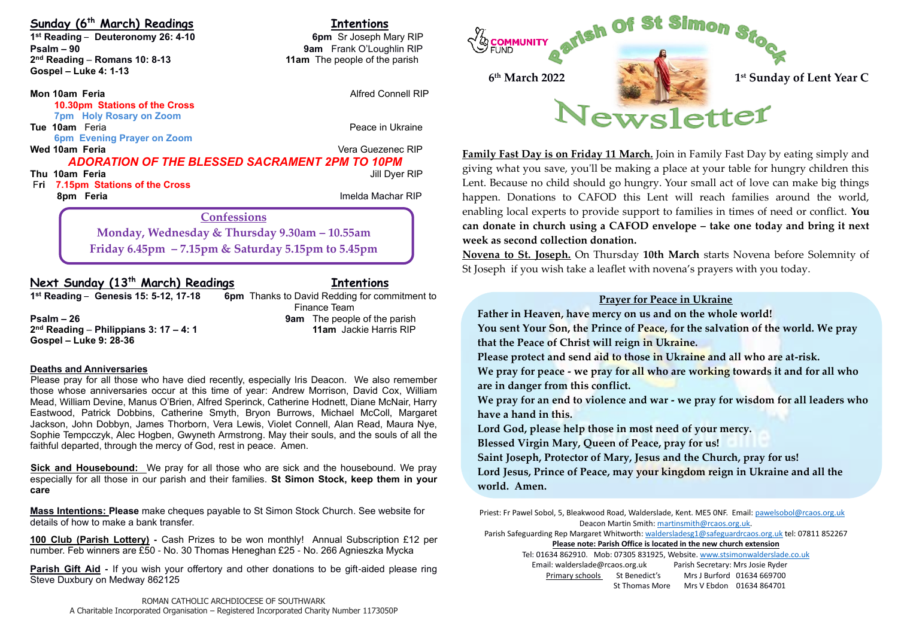# Parish Of St Simon Stock

COMMUNITY FUND

**6th March 2022** — **1st Sunday of Lent Year C**

# Newsletter

## Sunday (6th March) Readings

**1st Reading – Deuteronomy 26: 4-10**
**Psalm – 90**
**2nd Reading – Romans 10: 8-13**
**Gospel – Luke 4: 1-13**

## Intentions

**6pm** Sr Joseph Mary RIP
**9am** Frank O'Loughlin RIP
**11am** The people of the parish

**Mon 10am Feria** — Alfred Connell RIP
**10.30pm Stations of the Cross**
**7pm Holy Rosary on Zoom**
**Tue 10am** Feria — Peace in Ukraine
**6pm Evening Prayer on Zoom**
**Wed 10am Feria** — Vera Guezenec RIP

***ADORATION OF THE BLESSED SACRAMENT 2PM TO 10PM***

**Thu 10am Feria** — Jill Dyer RIP
**Fri 7.15pm Stations of the Cross**
**8pm Feria** — Imelda Machar RIP

### Confessions

**Monday, Wednesday & Thursday 9.30am – 10.55am**
**Friday 6.45pm – 7.15pm & Saturday 5.15pm to 5.45pm**

## Next Sunday (13th March) Readings

**1st Reading – Genesis 15: 5-12, 17-18**
**Psalm – 26**
**2nd Reading – Philippians 3: 17 – 4: 1**
**Gospel – Luke 9: 28-36**

## Intentions

**6pm** Thanks to David Redding for commitment to Finance Team
**9am** The people of the parish
**11am** Jackie Harris RIP

**Deaths and Anniversaries**
Please pray for all those who have died recently, especially Iris Deacon. We also remember those whose anniversaries occur at this time of year: Andrew Morrison, David Cox, William Mead, William Devine, Manus O'Brien, Alfred Sperinck, Catherine Hodnett, Diane McNair, Harry Eastwood, Patrick Dobbins, Catherine Smyth, Bryon Burrows, Michael McColl, Margaret Jackson, John Dobbyn, James Thorborn, Vera Lewis, Violet Connell, Alan Read, Maura Nye, Sophie Tempcczyk, Alec Hogben, Gwyneth Armstrong. May their souls, and the souls of all the faithful departed, through the mercy of God, rest in peace. Amen.

**Sick and Housebound:** We pray for all those who are sick and the housebound. We pray especially for all those in our parish and their families. **St Simon Stock, keep them in your care**

**Mass Intentions: Please** make cheques payable to St Simon Stock Church. See website for details of how to make a bank transfer.

**100 Club (Parish Lottery) -** Cash Prizes to be won monthly! Annual Subscription £12 per number. Feb winners are £50 - No. 30 Thomas Heneghan £25 - No. 266 Agnieszka Mycka

**Parish Gift Aid -** If you wish your offertory and other donations to be gift-aided please ring Steve Duxbury on Medway 862125

ROMAN CATHOLIC ARCHDIOCESE OF SOUTHWARK
A Charitable Incorporated Organisation – Registered Incorporated Charity Number 1173050P

**Family Fast Day is on Friday 11 March.** Join in Family Fast Day by eating simply and giving what you save, you'll be making a place at your table for hungry children this Lent. Because no child should go hungry. Your small act of love can make big things happen. Donations to CAFOD this Lent will reach families around the world, enabling local experts to provide support to families in times of need or conflict. **You can donate in church using a CAFOD envelope – take one today and bring it next week as second collection donation.**

**Novena to St. Joseph.** On Thursday **10th March** starts Novena before Solemnity of St Joseph if you wish take a leaflet with novena's prayers with you today.

### Prayer for Peace in Ukraine

**Father in Heaven, have mercy on us and on the whole world!**
**You sent Your Son, the Prince of Peace, for the salvation of the world. We pray that the Peace of Christ will reign in Ukraine.**
**Please protect and send aid to those in Ukraine and all who are at-risk.**
**We pray for peace - we pray for all who are working towards it and for all who are in danger from this conflict.**
**We pray for an end to violence and war - we pray for wisdom for all leaders who have a hand in this.**
**Lord God, please help those in most need of your mercy.**
**Blessed Virgin Mary, Queen of Peace, pray for us!**
**Saint Joseph, Protector of Mary, Jesus and the Church, pray for us!**
**Lord Jesus, Prince of Peace, may your kingdom reign in Ukraine and all the world. Amen.**

Priest: Fr Pawel Sobol, 5, Bleakwood Road, Walderslade, Kent. ME5 0NF. Email: pawelsobol@rcaos.org.uk
Deacon Martin Smith: martinsmith@rcaos.org.uk.
Parish Safeguarding Rep Margaret Whitworth: walderslادesg1@safeguardrcaos.org.uk tel: 07811 852267
**Please note: Parish Office is located in the new church extension**
Tel: 01634 862910. Mob: 07305 831925, Website. www.stsimonwalderslade.co.uk
Email: walderslade@rcaos.org.uk — Parish Secretary: Mrs Josie Ryder
Primary schools — St Benedict's — Mrs J Burford 01634 669700
St Thomas More — Mrs V Ebdon 01634 864701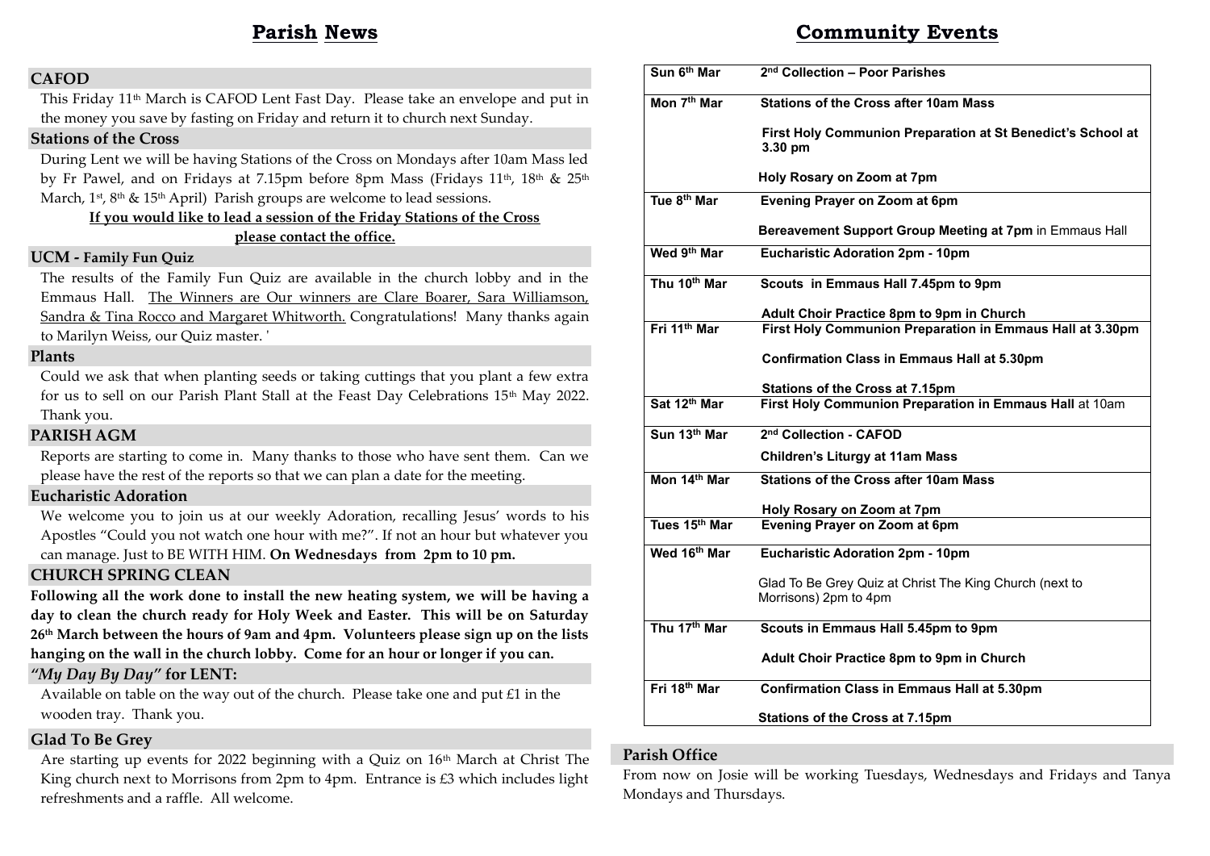# Parish News

## CAFOD

This Friday 11th March is CAFOD Lent Fast Day. Please take an envelope and put in the money you save by fasting on Friday and return it to church next Sunday.

## Stations of the Cross

During Lent we will be having Stations of the Cross on Mondays after 10am Mass led by Fr Pawel, and on Fridays at 7.15pm before 8pm Mass (Fridays 11th, 18th & 25th March, 1st, 8th & 15th April) Parish groups are welcome to lead sessions.

**If you would like to lead a session of the Friday Stations of the Cross please contact the office.**

## UCM - Family Fun Quiz

The results of the Family Fun Quiz are available in the church lobby and in the Emmaus Hall. The Winners are Our winners are Clare Boarer, Sara Williamson, Sandra & Tina Rocco and Margaret Whitworth. Congratulations! Many thanks again to Marilyn Weiss, our Quiz master. '

## Plants

Could we ask that when planting seeds or taking cuttings that you plant a few extra for us to sell on our Parish Plant Stall at the Feast Day Celebrations 15th May 2022. Thank you.

## PARISH AGM

Reports are starting to come in. Many thanks to those who have sent them. Can we please have the rest of the reports so that we can plan a date for the meeting.

## Eucharistic Adoration

We welcome you to join us at our weekly Adoration, recalling Jesus' words to his Apostles "Could you not watch one hour with me?". If not an hour but whatever you can manage. Just to BE WITH HIM. **On Wednesdays from 2pm to 10 pm.**

## CHURCH SPRING CLEAN

**Following all the work done to install the new heating system, we will be having a day to clean the church ready for Holy Week and Easter. This will be on Saturday 26th March between the hours of 9am and 4pm. Volunteers please sign up on the lists hanging on the wall in the church lobby. Come for an hour or longer if you can.**

## *"My Day By Day"* for LENT:

Available on table on the way out of the church. Please take one and put £1 in the wooden tray. Thank you.

## Glad To Be Grey

Are starting up events for 2022 beginning with a Quiz on 16th March at Christ The King church next to Morrisons from 2pm to 4pm. Entrance is £3 which includes light refreshments and a raffle. All welcome.

# Community Events

| | |
|---|---|
| **Sun 6th Mar** | **2nd Collection – Poor Parishes** |
| **Mon 7th Mar** | **Stations of the Cross after 10am Mass**<br>**First Holy Communion Preparation at St Benedict's School at 3.30 pm**<br>**Holy Rosary on Zoom at 7pm** |
| **Tue 8th Mar** | **Evening Prayer on Zoom at 6pm**<br>**Bereavement Support Group Meeting at 7pm** in Emmaus Hall |
| **Wed 9th Mar** | **Eucharistic Adoration 2pm - 10pm** |
| **Thu 10th Mar** | **Scouts in Emmaus Hall 7.45pm to 9pm**<br>**Adult Choir Practice 8pm to 9pm in Church** |
| **Fri 11th Mar** | **First Holy Communion Preparation in Emmaus Hall at 3.30pm**<br>**Confirmation Class in Emmaus Hall at 5.30pm**<br>**Stations of the Cross at 7.15pm** |
| **Sat 12th Mar** | **First Holy Communion Preparation in Emmaus Hall** at 10am |
| **Sun 13th Mar** | **2nd Collection - CAFOD**<br>**Children's Liturgy at 11am Mass** |
| **Mon 14th Mar** | **Stations of the Cross after 10am Mass**<br>**Holy Rosary on Zoom at 7pm** |
| **Tues 15th Mar** | **Evening Prayer on Zoom at 6pm** |
| **Wed 16th Mar** | **Eucharistic Adoration 2pm - 10pm**<br>Glad To Be Grey Quiz at Christ The King Church (next to Morrisons) 2pm to 4pm |
| **Thu 17th Mar** | **Scouts in Emmaus Hall 5.45pm to 9pm**<br>**Adult Choir Practice 8pm to 9pm in Church** |
| **Fri 18th Mar** | **Confirmation Class in Emmaus Hall at 5.30pm**<br>**Stations of the Cross at 7.15pm** |

## Parish Office

From now on Josie will be working Tuesdays, Wednesdays and Fridays and Tanya Mondays and Thursdays.